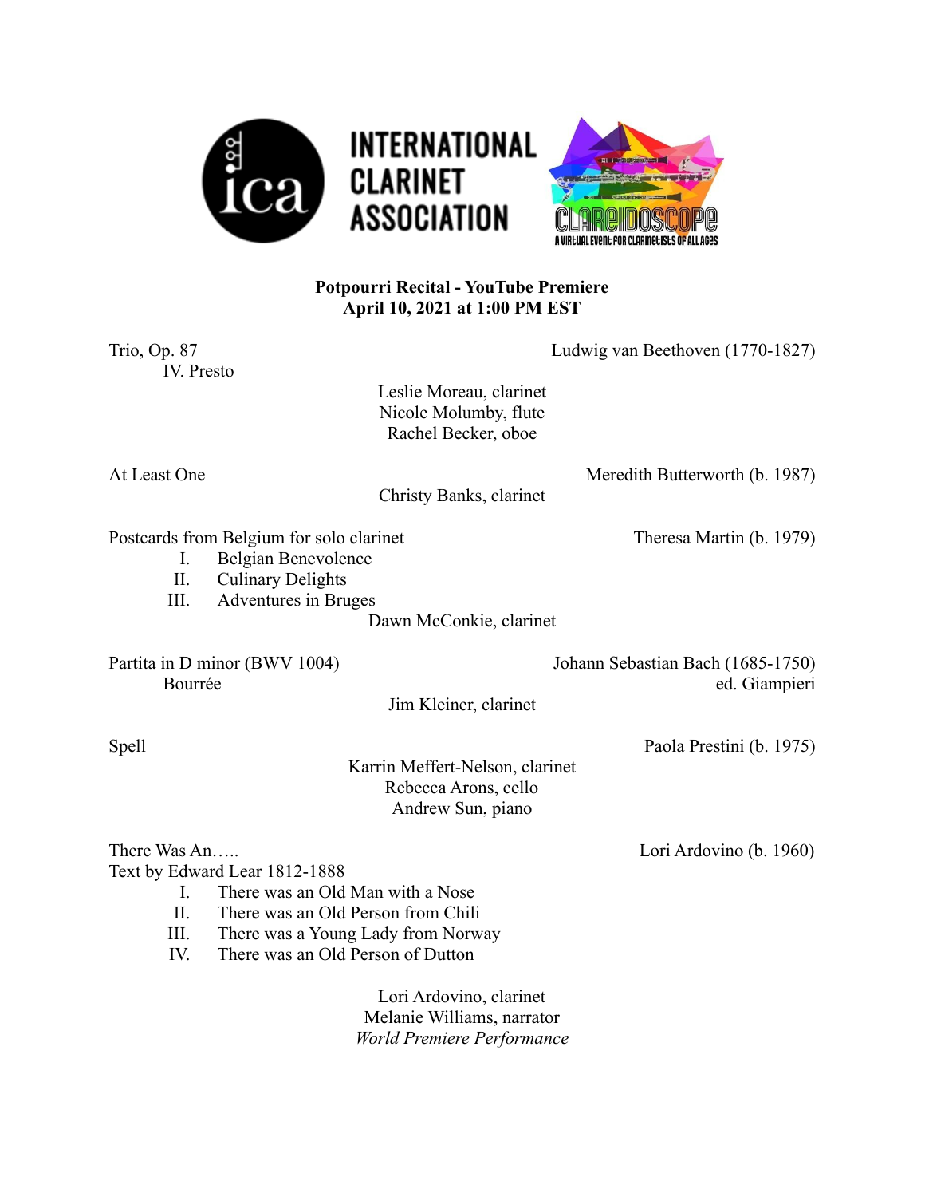INTERNATIONAL CLARINET ASSOCIATION

CLAREIDOSCOPE
A VIRTUAL EVENT FOR CLARINETISTS OF ALL AGES

**Potpourri Recital - YouTube Premiere**
**April 10, 2021 at 1:00 PM EST**

Trio, Op. 87 — Ludwig van Beethoven (1770-1827)
IV. Presto

Leslie Moreau, clarinet
Nicole Molumby, flute
Rachel Becker, oboe

At Least One — Meredith Butterworth (b. 1987)

Christy Banks, clarinet

Postcards from Belgium for solo clarinet — Theresa Martin (b. 1979)

I. Belgian Benevolence
II. Culinary Delights
III. Adventures in Bruges

Dawn McConkie, clarinet

Partita in D minor (BWV 1004) — Johann Sebastian Bach (1685-1750)
Bourrée — ed. Giampieri

Jim Kleiner, clarinet

Spell — Paola Prestini (b. 1975)

Karrin Meffert-Nelson, clarinet
Rebecca Arons, cello
Andrew Sun, piano

There Was An….. — Lori Ardovino (b. 1960)
Text by Edward Lear 1812-1888

I. There was an Old Man with a Nose
II. There was an Old Person from Chili
III. There was a Young Lady from Norway
IV. There was an Old Person of Dutton

Lori Ardovino, clarinet
Melanie Williams, narrator
*World Premiere Performance*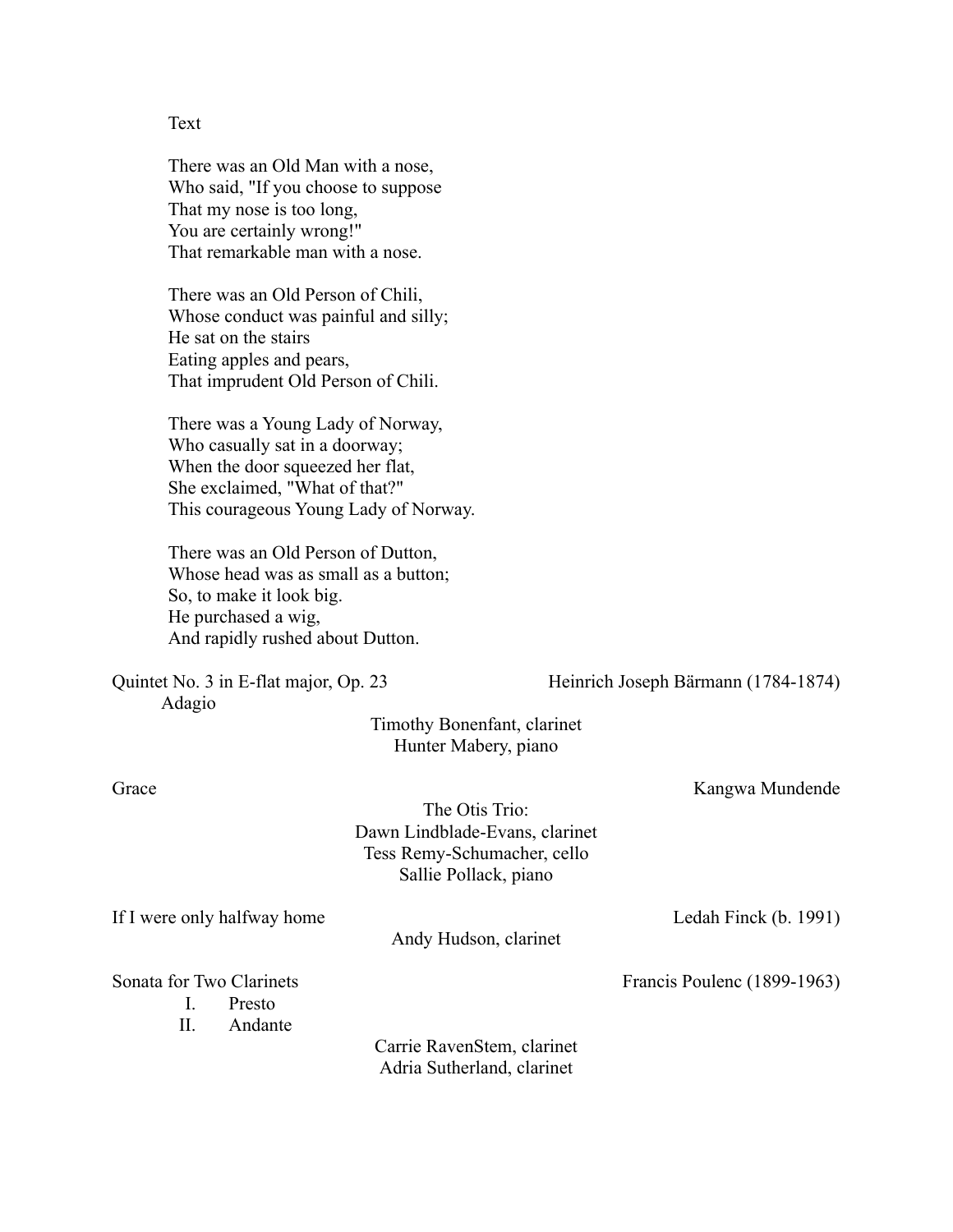Text

There was an Old Man with a nose,
Who said, "If you choose to suppose
That my nose is too long,
You are certainly wrong!"
That remarkable man with a nose.

There was an Old Person of Chili,
Whose conduct was painful and silly;
He sat on the stairs
Eating apples and pears,
That imprudent Old Person of Chili.

There was a Young Lady of Norway,
Who casually sat in a doorway;
When the door squeezed her flat,
She exclaimed, "What of that?"
This courageous Young Lady of Norway.

There was an Old Person of Dutton,
Whose head was as small as a button;
So, to make it look big.
He purchased a wig,
And rapidly rushed about Dutton.

Quintet No. 3 in E-flat major, Op. 23 — Heinrich Joseph Bärmann (1784-1874)
Adagio

Timothy Bonenfant, clarinet
Hunter Mabery, piano

Grace — Kangwa Mundende

The Otis Trio:
Dawn Lindblade-Evans, clarinet
Tess Remy-Schumacher, cello
Sallie Pollack, piano

If I were only halfway home — Ledah Finck (b. 1991)

Andy Hudson, clarinet

Sonata for Two Clarinets — Francis Poulenc (1899-1963)

I. Presto
II. Andante

Carrie RavenStem, clarinet
Adria Sutherland, clarinet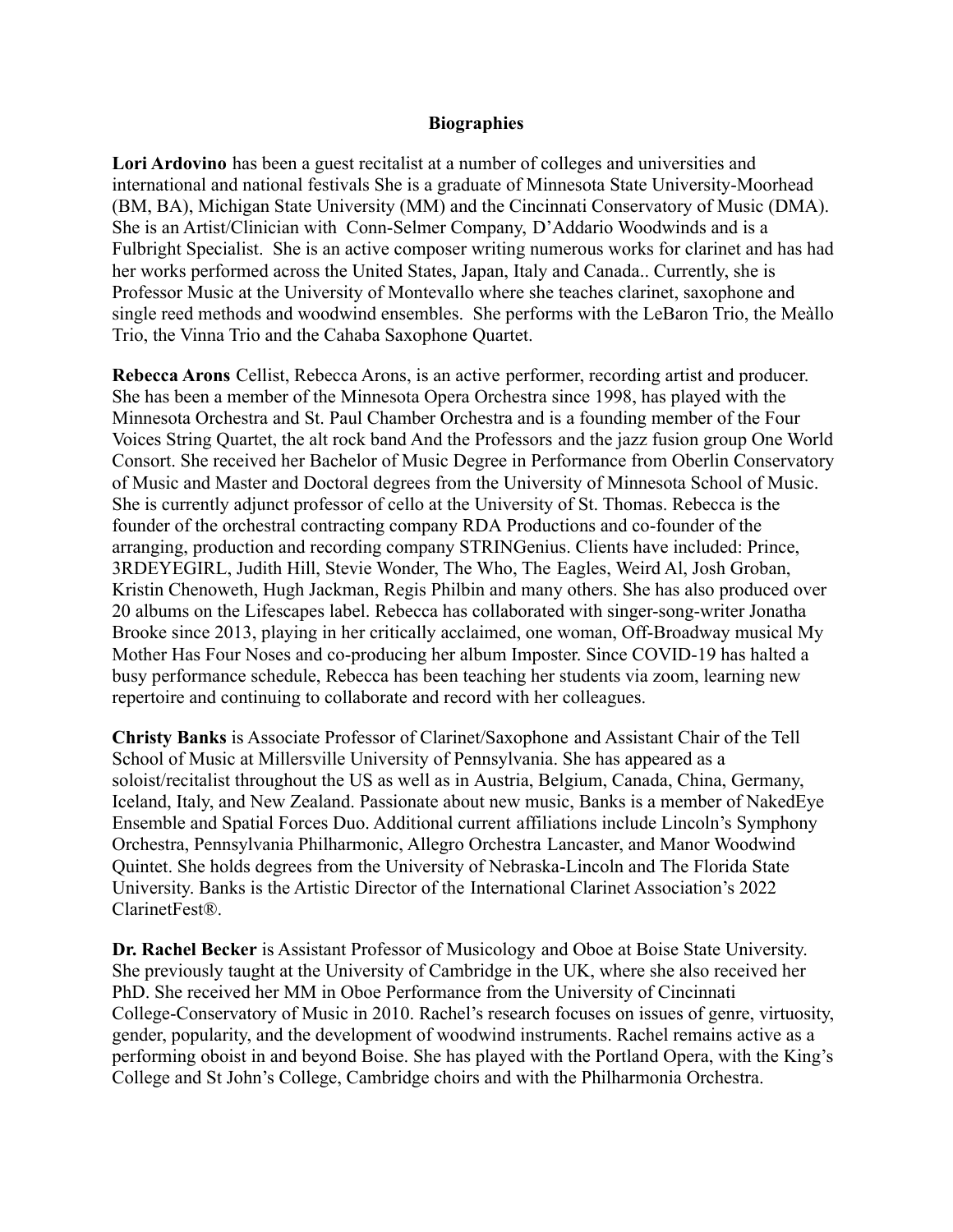**Biographies**

**Lori Ardovino** has been a guest recitalist at a number of colleges and universities and international and national festivals She is a graduate of Minnesota State University-Moorhead (BM, BA), Michigan State University (MM) and the Cincinnati Conservatory of Music (DMA). She is an Artist/Clinician with Conn-Selmer Company, D'Addario Woodwinds and is a Fulbright Specialist. She is an active composer writing numerous works for clarinet and has had her works performed across the United States, Japan, Italy and Canada.. Currently, she is Professor Music at the University of Montevallo where she teaches clarinet, saxophone and single reed methods and woodwind ensembles. She performs with the LeBaron Trio, the Meàllo Trio, the Vinna Trio and the Cahaba Saxophone Quartet.

**Rebecca Arons** Cellist, Rebecca Arons, is an active performer, recording artist and producer. She has been a member of the Minnesota Opera Orchestra since 1998, has played with the Minnesota Orchestra and St. Paul Chamber Orchestra and is a founding member of the Four Voices String Quartet, the alt rock band And the Professors and the jazz fusion group One World Consort. She received her Bachelor of Music Degree in Performance from Oberlin Conservatory of Music and Master and Doctoral degrees from the University of Minnesota School of Music. She is currently adjunct professor of cello at the University of St. Thomas. Rebecca is the founder of the orchestral contracting company RDA Productions and co-founder of the arranging, production and recording company STRINGenius. Clients have included: Prince, 3RDEYEGIRL, Judith Hill, Stevie Wonder, The Who, The Eagles, Weird Al, Josh Groban, Kristin Chenoweth, Hugh Jackman, Regis Philbin and many others. She has also produced over 20 albums on the Lifescapes label. Rebecca has collaborated with singer-song-writer Jonatha Brooke since 2013, playing in her critically acclaimed, one woman, Off-Broadway musical My Mother Has Four Noses and co-producing her album Imposter. Since COVID-19 has halted a busy performance schedule, Rebecca has been teaching her students via zoom, learning new repertoire and continuing to collaborate and record with her colleagues.

**Christy Banks** is Associate Professor of Clarinet/Saxophone and Assistant Chair of the Tell School of Music at Millersville University of Pennsylvania. She has appeared as a soloist/recitalist throughout the US as well as in Austria, Belgium, Canada, China, Germany, Iceland, Italy, and New Zealand. Passionate about new music, Banks is a member of NakedEye Ensemble and Spatial Forces Duo. Additional current affiliations include Lincoln's Symphony Orchestra, Pennsylvania Philharmonic, Allegro Orchestra Lancaster, and Manor Woodwind Quintet. She holds degrees from the University of Nebraska-Lincoln and The Florida State University. Banks is the Artistic Director of the International Clarinet Association's 2022 ClarinetFest®.

**Dr. Rachel Becker** is Assistant Professor of Musicology and Oboe at Boise State University. She previously taught at the University of Cambridge in the UK, where she also received her PhD. She received her MM in Oboe Performance from the University of Cincinnati College-Conservatory of Music in 2010. Rachel's research focuses on issues of genre, virtuosity, gender, popularity, and the development of woodwind instruments. Rachel remains active as a performing oboist in and beyond Boise. She has played with the Portland Opera, with the King's College and St John's College, Cambridge choirs and with the Philharmonia Orchestra.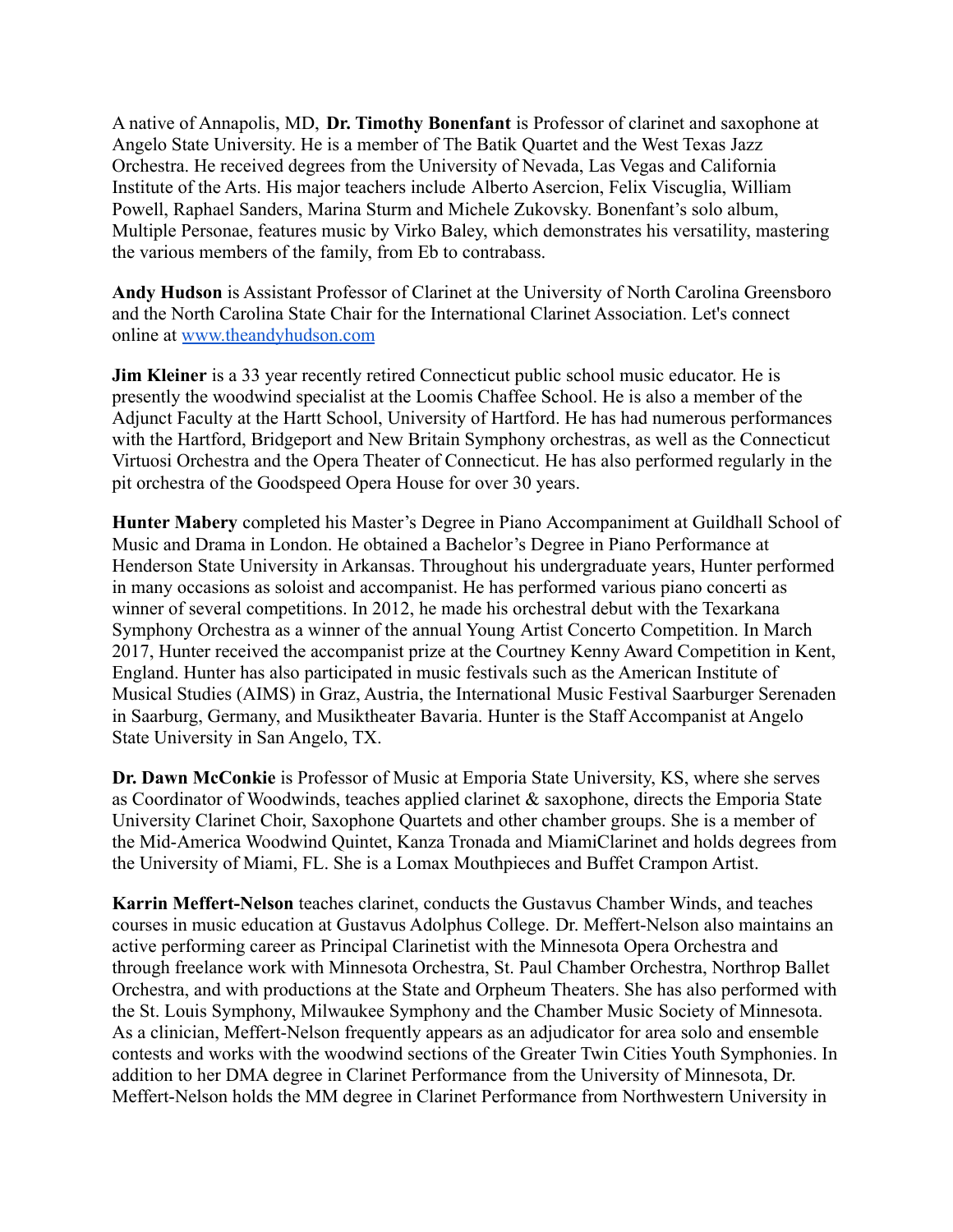A native of Annapolis, MD, **Dr. Timothy Bonenfant** is Professor of clarinet and saxophone at Angelo State University. He is a member of The Batik Quartet and the West Texas Jazz Orchestra. He received degrees from the University of Nevada, Las Vegas and California Institute of the Arts. His major teachers include Alberto Asercion, Felix Viscuglia, William Powell, Raphael Sanders, Marina Sturm and Michele Zukovsky. Bonenfant's solo album, Multiple Personae, features music by Virko Baley, which demonstrates his versatility, mastering the various members of the family, from Eb to contrabass.

**Andy Hudson** is Assistant Professor of Clarinet at the University of North Carolina Greensboro and the North Carolina State Chair for the International Clarinet Association. Let's connect online at [www.theandyhudson.com](www.theandyhudson.com)

**Jim Kleiner** is a 33 year recently retired Connecticut public school music educator. He is presently the woodwind specialist at the Loomis Chaffee School. He is also a member of the Adjunct Faculty at the Hartt School, University of Hartford. He has had numerous performances with the Hartford, Bridgeport and New Britain Symphony orchestras, as well as the Connecticut Virtuosi Orchestra and the Opera Theater of Connecticut. He has also performed regularly in the pit orchestra of the Goodspeed Opera House for over 30 years.

**Hunter Mabery** completed his Master's Degree in Piano Accompaniment at Guildhall School of Music and Drama in London. He obtained a Bachelor's Degree in Piano Performance at Henderson State University in Arkansas. Throughout his undergraduate years, Hunter performed in many occasions as soloist and accompanist. He has performed various piano concerti as winner of several competitions. In 2012, he made his orchestral debut with the Texarkana Symphony Orchestra as a winner of the annual Young Artist Concerto Competition. In March 2017, Hunter received the accompanist prize at the Courtney Kenny Award Competition in Kent, England. Hunter has also participated in music festivals such as the American Institute of Musical Studies (AIMS) in Graz, Austria, the International Music Festival Saarburger Serenaden in Saarburg, Germany, and Musiktheater Bavaria. Hunter is the Staff Accompanist at Angelo State University in San Angelo, TX.

**Dr. Dawn McConkie** is Professor of Music at Emporia State University, KS, where she serves as Coordinator of Woodwinds, teaches applied clarinet & saxophone, directs the Emporia State University Clarinet Choir, Saxophone Quartets and other chamber groups. She is a member of the Mid-America Woodwind Quintet, Kanza Tronada and MiamiClarinet and holds degrees from the University of Miami, FL. She is a Lomax Mouthpieces and Buffet Crampon Artist.

**Karrin Meffert-Nelson** teaches clarinet, conducts the Gustavus Chamber Winds, and teaches courses in music education at Gustavus Adolphus College. Dr. Meffert-Nelson also maintains an active performing career as Principal Clarinetist with the Minnesota Opera Orchestra and through freelance work with Minnesota Orchestra, St. Paul Chamber Orchestra, Northrop Ballet Orchestra, and with productions at the State and Orpheum Theaters. She has also performed with the St. Louis Symphony, Milwaukee Symphony and the Chamber Music Society of Minnesota. As a clinician, Meffert-Nelson frequently appears as an adjudicator for area solo and ensemble contests and works with the woodwind sections of the Greater Twin Cities Youth Symphonies. In addition to her DMA degree in Clarinet Performance from the University of Minnesota, Dr. Meffert-Nelson holds the MM degree in Clarinet Performance from Northwestern University in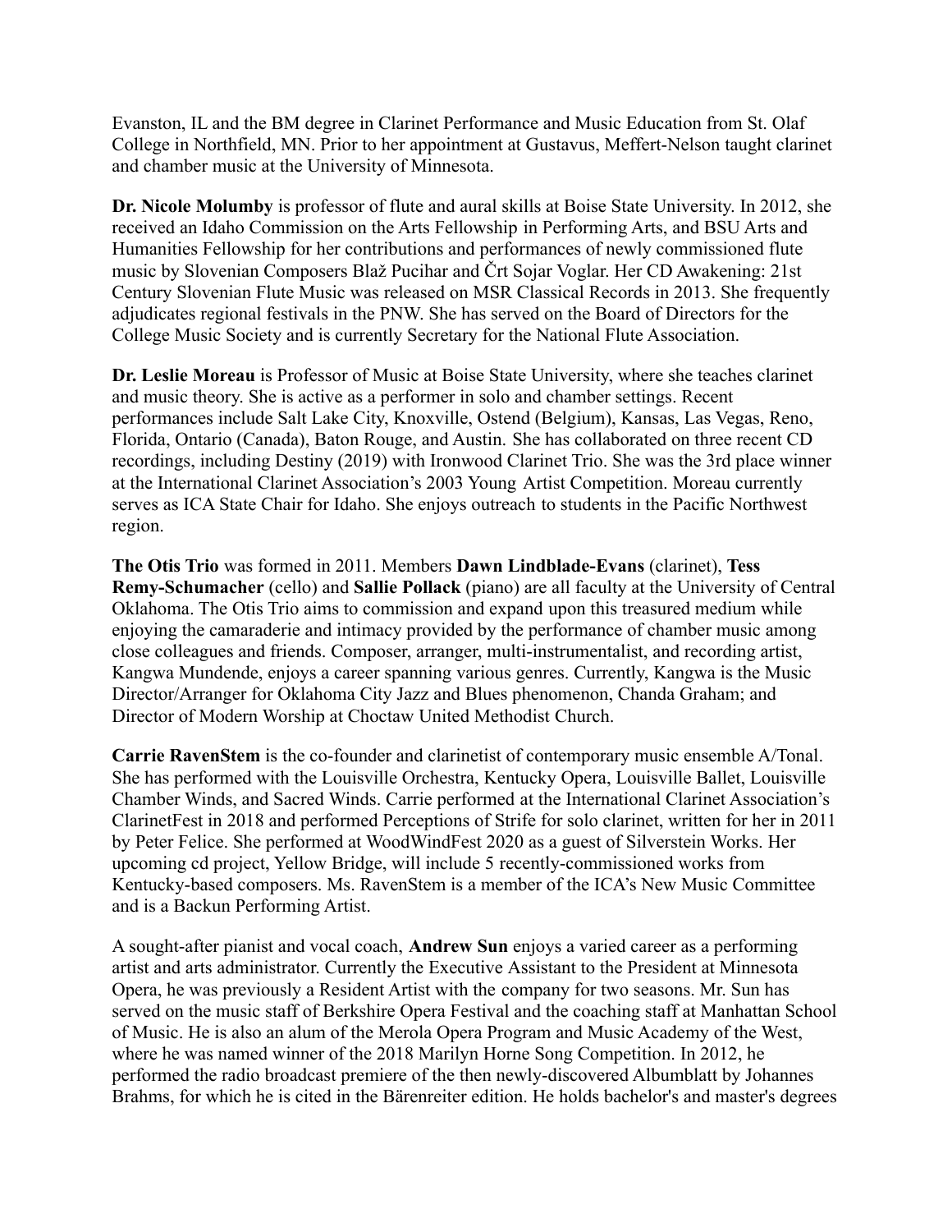Evanston, IL and the BM degree in Clarinet Performance and Music Education from St. Olaf College in Northfield, MN. Prior to her appointment at Gustavus, Meffert-Nelson taught clarinet and chamber music at the University of Minnesota.

**Dr. Nicole Molumby** is professor of flute and aural skills at Boise State University. In 2012, she received an Idaho Commission on the Arts Fellowship in Performing Arts, and BSU Arts and Humanities Fellowship for her contributions and performances of newly commissioned flute music by Slovenian Composers Blaž Pucihar and Črt Sojar Voglar. Her CD Awakening: 21st Century Slovenian Flute Music was released on MSR Classical Records in 2013. She frequently adjudicates regional festivals in the PNW. She has served on the Board of Directors for the College Music Society and is currently Secretary for the National Flute Association.

**Dr. Leslie Moreau** is Professor of Music at Boise State University, where she teaches clarinet and music theory. She is active as a performer in solo and chamber settings. Recent performances include Salt Lake City, Knoxville, Ostend (Belgium), Kansas, Las Vegas, Reno, Florida, Ontario (Canada), Baton Rouge, and Austin. She has collaborated on three recent CD recordings, including Destiny (2019) with Ironwood Clarinet Trio. She was the 3rd place winner at the International Clarinet Association's 2003 Young Artist Competition. Moreau currently serves as ICA State Chair for Idaho. She enjoys outreach to students in the Pacific Northwest region.

**The Otis Trio** was formed in 2011. Members **Dawn Lindblade-Evans** (clarinet), **Tess Remy-Schumacher** (cello) and **Sallie Pollack** (piano) are all faculty at the University of Central Oklahoma. The Otis Trio aims to commission and expand upon this treasured medium while enjoying the camaraderie and intimacy provided by the performance of chamber music among close colleagues and friends. Composer, arranger, multi-instrumentalist, and recording artist, Kangwa Mundende, enjoys a career spanning various genres. Currently, Kangwa is the Music Director/Arranger for Oklahoma City Jazz and Blues phenomenon, Chanda Graham; and Director of Modern Worship at Choctaw United Methodist Church.

**Carrie RavenStem** is the co-founder and clarinetist of contemporary music ensemble A/Tonal. She has performed with the Louisville Orchestra, Kentucky Opera, Louisville Ballet, Louisville Chamber Winds, and Sacred Winds. Carrie performed at the International Clarinet Association's ClarinetFest in 2018 and performed Perceptions of Strife for solo clarinet, written for her in 2011 by Peter Felice. She performed at WoodWindFest 2020 as a guest of Silverstein Works. Her upcoming cd project, Yellow Bridge, will include 5 recently-commissioned works from Kentucky-based composers. Ms. RavenStem is a member of the ICA's New Music Committee and is a Backun Performing Artist.

A sought-after pianist and vocal coach, **Andrew Sun** enjoys a varied career as a performing artist and arts administrator. Currently the Executive Assistant to the President at Minnesota Opera, he was previously a Resident Artist with the company for two seasons. Mr. Sun has served on the music staff of Berkshire Opera Festival and the coaching staff at Manhattan School of Music. He is also an alum of the Merola Opera Program and Music Academy of the West, where he was named winner of the 2018 Marilyn Horne Song Competition. In 2012, he performed the radio broadcast premiere of the then newly-discovered Albumblatt by Johannes Brahms, for which he is cited in the Bärenreiter edition. He holds bachelor's and master's degrees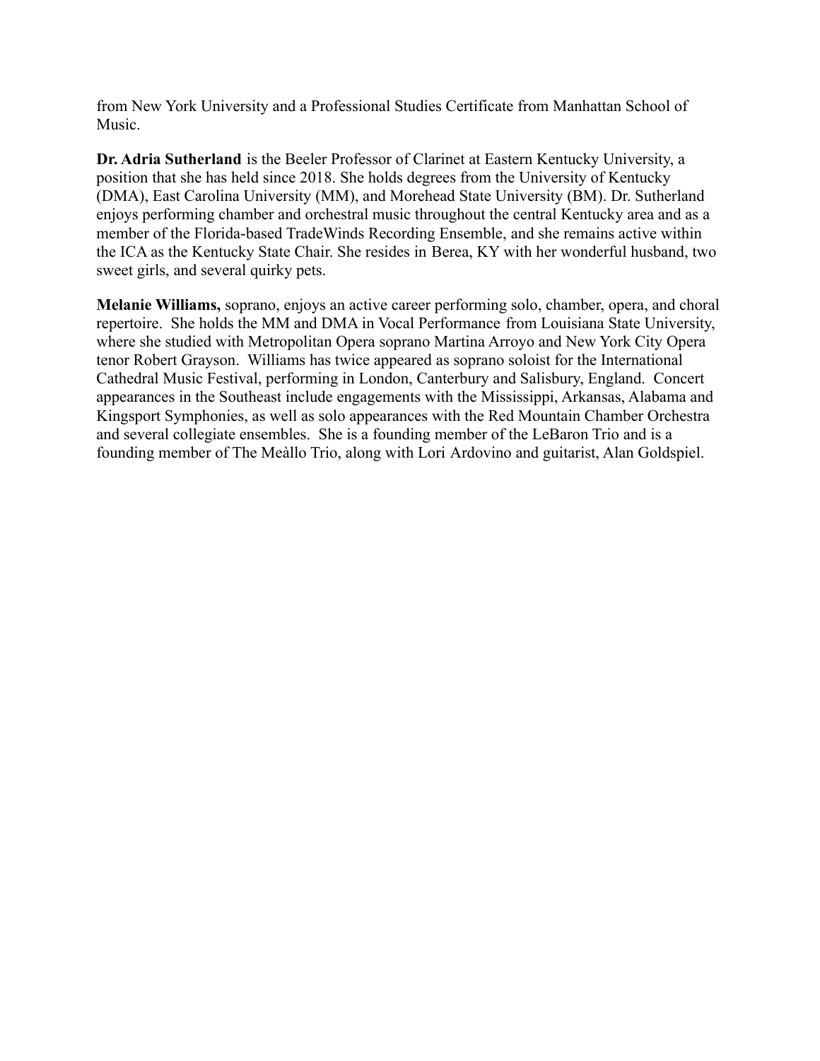from New York University and a Professional Studies Certificate from Manhattan School of Music.

**Dr. Adria Sutherland** is the Beeler Professor of Clarinet at Eastern Kentucky University, a position that she has held since 2018. She holds degrees from the University of Kentucky (DMA), East Carolina University (MM), and Morehead State University (BM). Dr. Sutherland enjoys performing chamber and orchestral music throughout the central Kentucky area and as a member of the Florida-based TradeWinds Recording Ensemble, and she remains active within the ICA as the Kentucky State Chair. She resides in Berea, KY with her wonderful husband, two sweet girls, and several quirky pets.

**Melanie Williams,** soprano, enjoys an active career performing solo, chamber, opera, and choral repertoire. She holds the MM and DMA in Vocal Performance from Louisiana State University, where she studied with Metropolitan Opera soprano Martina Arroyo and New York City Opera tenor Robert Grayson. Williams has twice appeared as soprano soloist for the International Cathedral Music Festival, performing in London, Canterbury and Salisbury, England. Concert appearances in the Southeast include engagements with the Mississippi, Arkansas, Alabama and Kingsport Symphonies, as well as solo appearances with the Red Mountain Chamber Orchestra and several collegiate ensembles. She is a founding member of the LeBaron Trio and is a founding member of The Meàllo Trio, along with Lori Ardovino and guitarist, Alan Goldspiel.